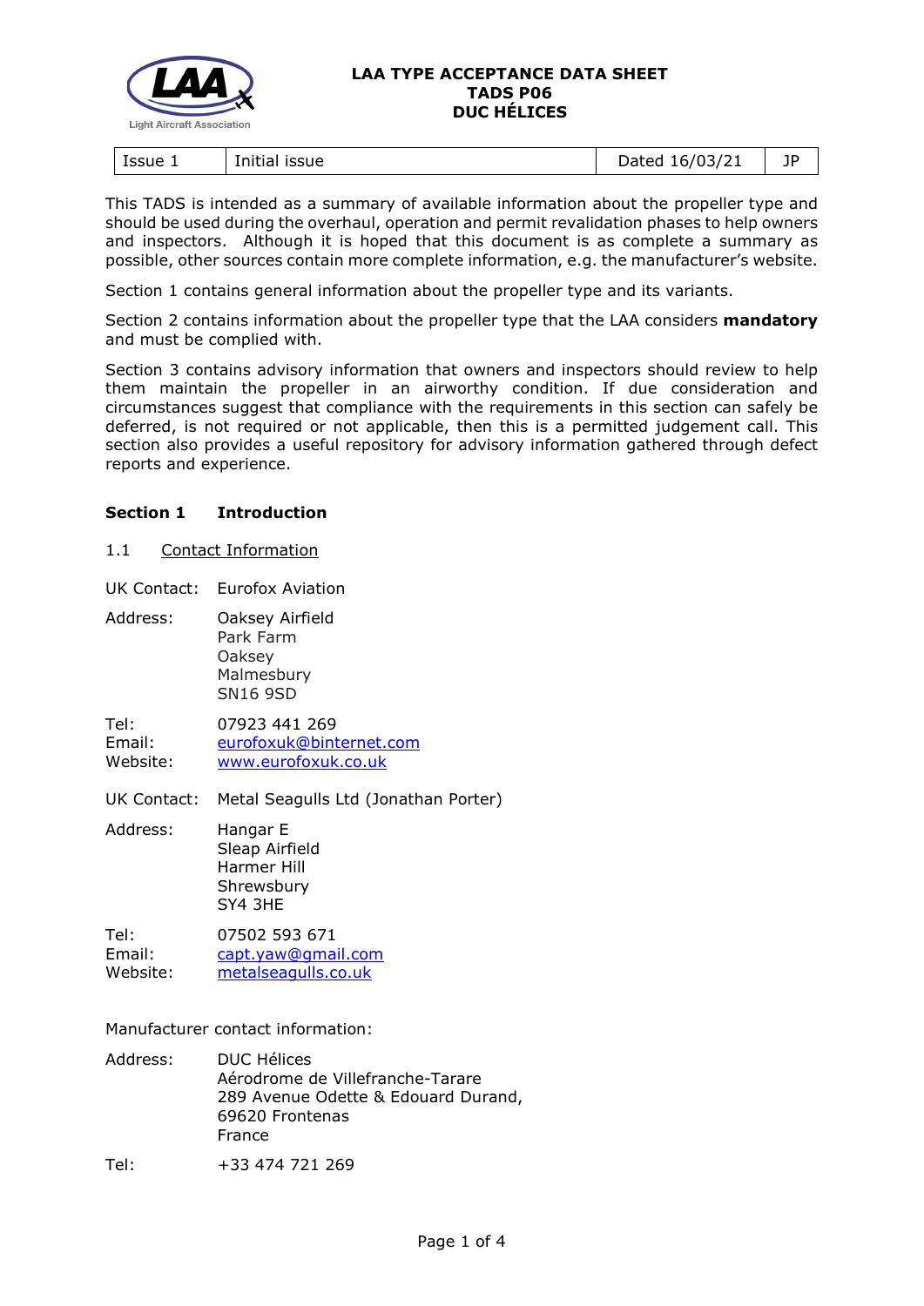**LAA TYPE ACCEPTANCE DATA SHEET**
**TADS P06**
**DUC HÉLICES**

| Issue 1 | Initial issue | Dated 16/03/21 | JP |
|---|---|---|---|

This TADS is intended as a summary of available information about the propeller type and should be used during the overhaul, operation and permit revalidation phases to help owners and inspectors. Although it is hoped that this document is as complete a summary as possible, other sources contain more complete information, e.g. the manufacturer's website.

Section 1 contains general information about the propeller type and its variants.

Section 2 contains information about the propeller type that the LAA considers **mandatory** and must be complied with.

Section 3 contains advisory information that owners and inspectors should review to help them maintain the propeller in an airworthy condition. If due consideration and circumstances suggest that compliance with the requirements in this section can safely be deferred, is not required or not applicable, then this is a permitted judgement call. This section also provides a useful repository for advisory information gathered through defect reports and experience.

## Section 1 Introduction

### 1.1 Contact Information

UK Contact: Eurofox Aviation

Address: Oaksey Airfield
Park Farm
Oaksey
Malmesbury
SN16 9SD

Tel: 07923 441 269
Email: eurofoxuk@btinternet.com
Website: www.eurofoxuk.co.uk

UK Contact: Metal Seagulls Ltd (Jonathan Porter)

Address: Hangar E
Sleap Airfield
Harmer Hill
Shrewsbury
SY4 3HE

Tel: 07502 593 671
Email: capt.yaw@gmail.com
Website: metalseagulls.co.uk

Manufacturer contact information:

Address: DUC Hélices
Aérodrome de Villefranche-Tarare
289 Avenue Odette & Edouard Durand,
69620 Frontenas
France

Tel: +33 474 721 269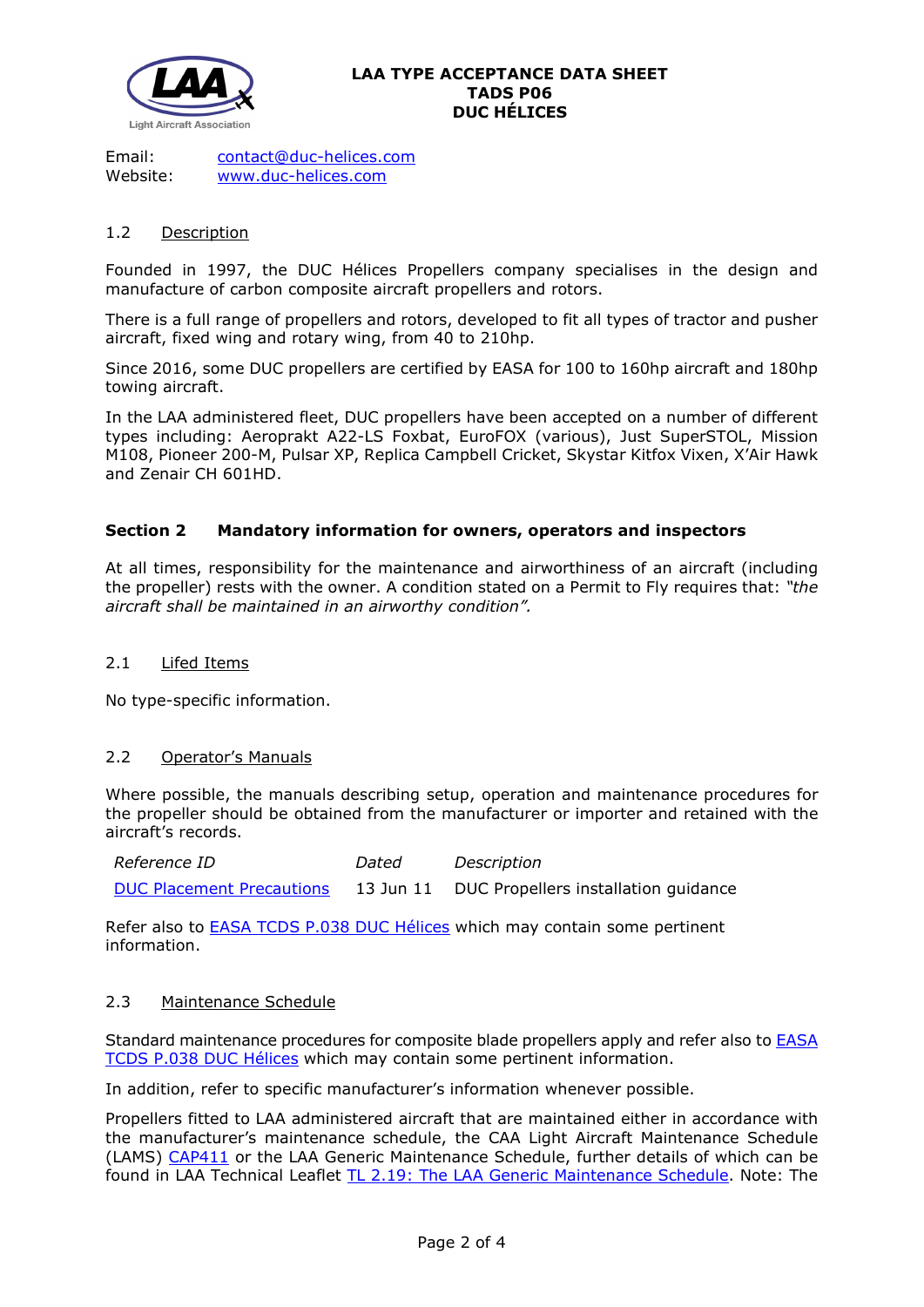**LAA TYPE ACCEPTANCE DATA SHEET**
**TADS P06**
**DUC HÉLICES**

Email: [contact@duc-helices.com](mailto:contact@duc-helices.com)
Website: [www.duc-helices.com](http://www.duc-helices.com)

### 1.2 Description

Founded in 1997, the DUC Hélices Propellers company specialises in the design and manufacture of carbon composite aircraft propellers and rotors.

There is a full range of propellers and rotors, developed to fit all types of tractor and pusher aircraft, fixed wing and rotary wing, from 40 to 210hp.

Since 2016, some DUC propellers are certified by EASA for 100 to 160hp aircraft and 180hp towing aircraft.

In the LAA administered fleet, DUC propellers have been accepted on a number of different types including: Aeroprakt A22-LS Foxbat, EuroFOX (various), Just SuperSTOL, Mission M108, Pioneer 200-M, Pulsar XP, Replica Campbell Cricket, Skystar Kitfox Vixen, X'Air Hawk and Zenair CH 601HD.

## Section 2 Mandatory information for owners, operators and inspectors

At all times, responsibility for the maintenance and airworthiness of an aircraft (including the propeller) rests with the owner. A condition stated on a Permit to Fly requires that: *"the aircraft shall be maintained in an airworthy condition".*

### 2.1 Lifed Items

No type-specific information.

### 2.2 Operator's Manuals

Where possible, the manuals describing setup, operation and maintenance procedures for the propeller should be obtained from the manufacturer or importer and retained with the aircraft's records.

| *Reference ID* | *Dated* | *Description* |
|---|---|---|
| DUC Placement Precautions | 13 Jun 11 | DUC Propellers installation guidance |

Refer also to EASA TCDS P.038 DUC Hélices which may contain some pertinent information.

### 2.3 Maintenance Schedule

Standard maintenance procedures for composite blade propellers apply and refer also to EASA TCDS P.038 DUC Hélices which may contain some pertinent information.

In addition, refer to specific manufacturer's information whenever possible.

Propellers fitted to LAA administered aircraft that are maintained either in accordance with the manufacturer's maintenance schedule, the CAA Light Aircraft Maintenance Schedule (LAMS) CAP411 or the LAA Generic Maintenance Schedule, further details of which can be found in LAA Technical Leaflet TL 2.19: The LAA Generic Maintenance Schedule. Note: The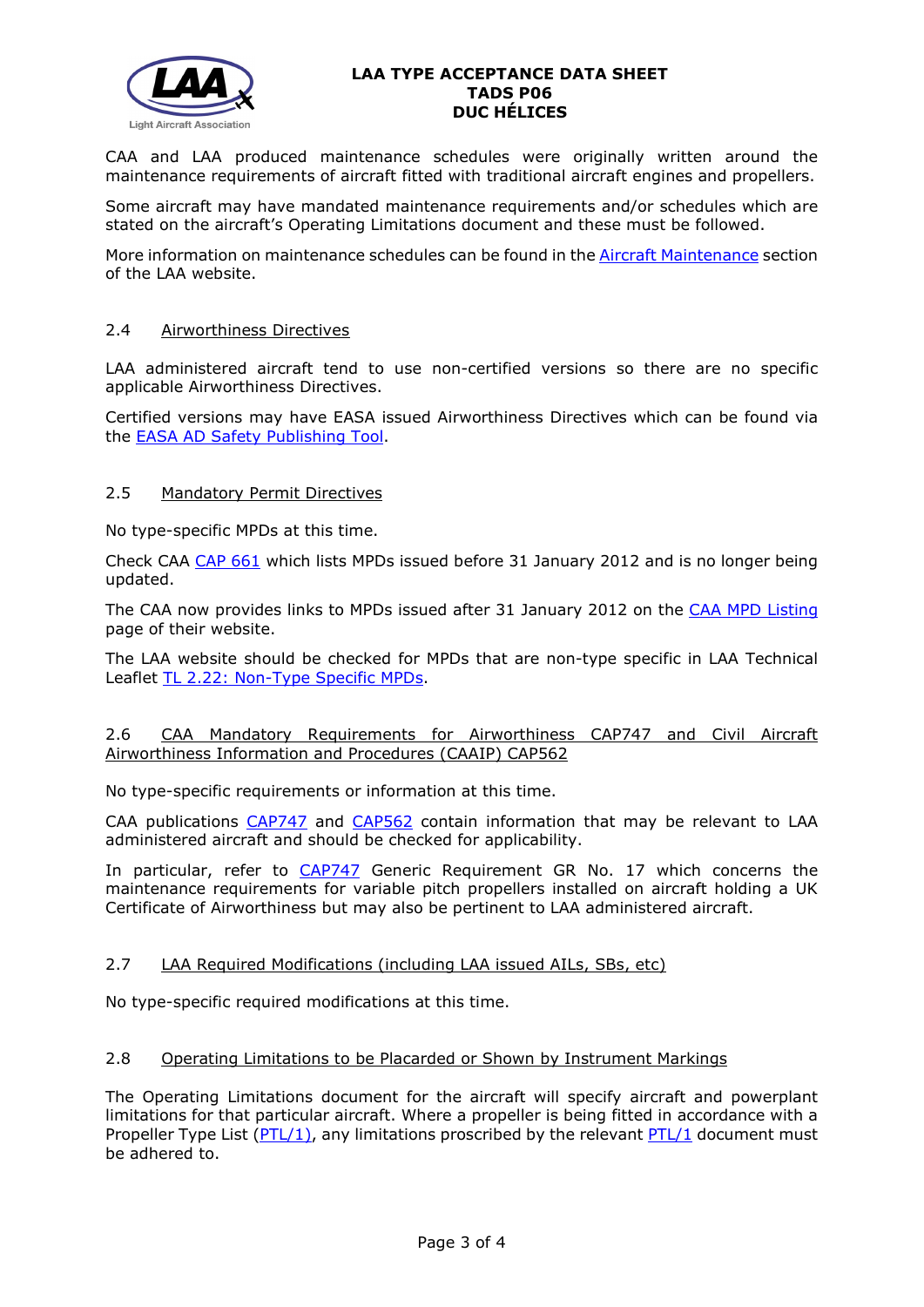CAA and LAA produced maintenance schedules were originally written around the maintenance requirements of aircraft fitted with traditional aircraft engines and propellers.

Some aircraft may have mandated maintenance requirements and/or schedules which are stated on the aircraft's Operating Limitations document and these must be followed.

More information on maintenance schedules can be found in the Aircraft Maintenance section of the LAA website.

## 2.4 Airworthiness Directives

LAA administered aircraft tend to use non-certified versions so there are no specific applicable Airworthiness Directives.

Certified versions may have EASA issued Airworthiness Directives which can be found via the EASA AD Safety Publishing Tool.

## 2.5 Mandatory Permit Directives

No type-specific MPDs at this time.

Check CAA CAP 661 which lists MPDs issued before 31 January 2012 and is no longer being updated.

The CAA now provides links to MPDs issued after 31 January 2012 on the CAA MPD Listing page of their website.

The LAA website should be checked for MPDs that are non-type specific in LAA Technical Leaflet TL 2.22: Non-Type Specific MPDs.

## 2.6 CAA Mandatory Requirements for Airworthiness CAP747 and Civil Aircraft Airworthiness Information and Procedures (CAAIP) CAP562

No type-specific requirements or information at this time.

CAA publications CAP747 and CAP562 contain information that may be relevant to LAA administered aircraft and should be checked for applicability.

In particular, refer to CAP747 Generic Requirement GR No. 17 which concerns the maintenance requirements for variable pitch propellers installed on aircraft holding a UK Certificate of Airworthiness but may also be pertinent to LAA administered aircraft.

## 2.7 LAA Required Modifications (including LAA issued AILs, SBs, etc)

No type-specific required modifications at this time.

## 2.8 Operating Limitations to be Placarded or Shown by Instrument Markings

The Operating Limitations document for the aircraft will specify aircraft and powerplant limitations for that particular aircraft. Where a propeller is being fitted in accordance with a Propeller Type List (PTL/1), any limitations proscribed by the relevant PTL/1 document must be adhered to.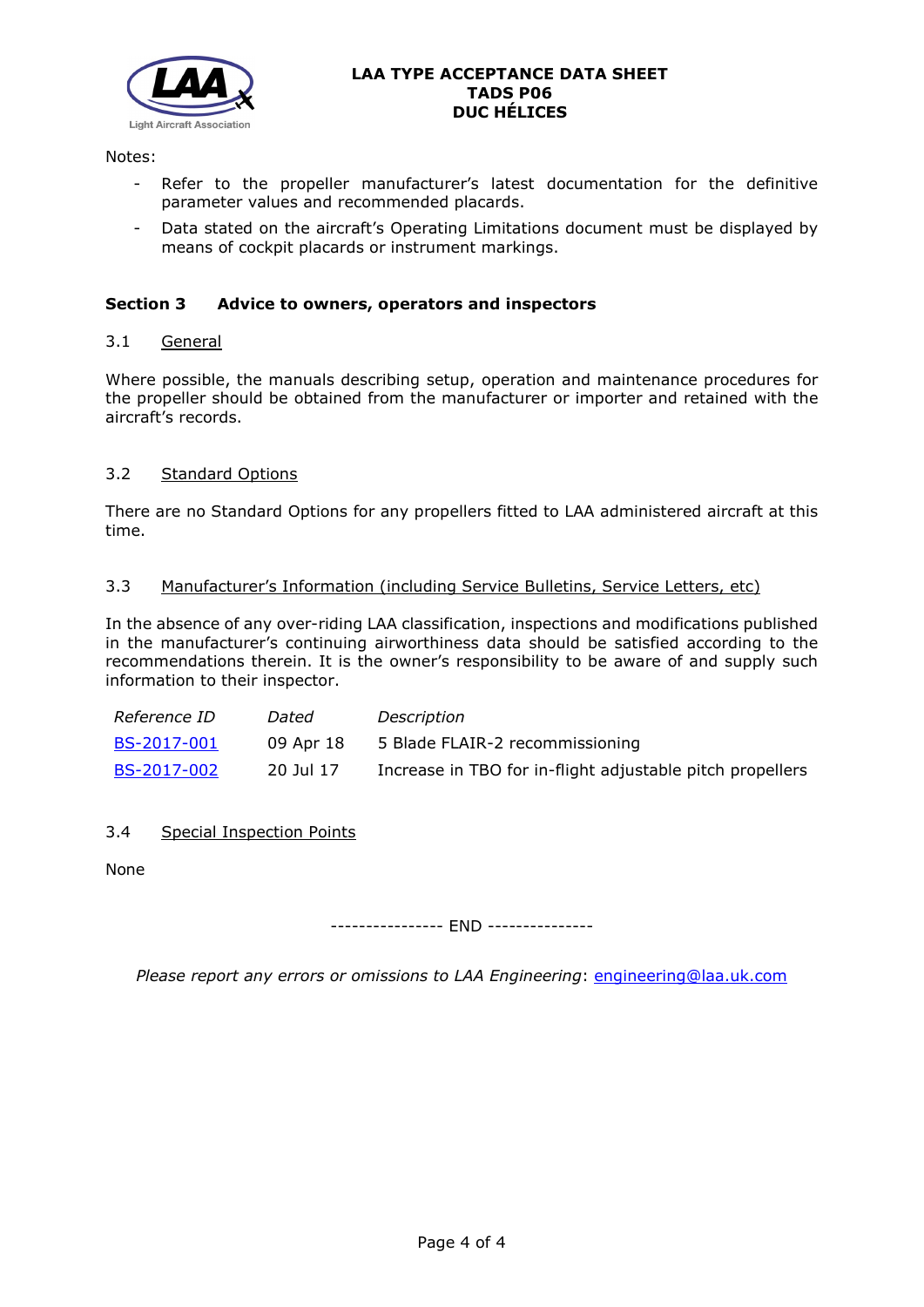Notes:

- Refer to the propeller manufacturer's latest documentation for the definitive parameter values and recommended placards.
- Data stated on the aircraft's Operating Limitations document must be displayed by means of cockpit placards or instrument markings.

## Section 3 Advice to owners, operators and inspectors

### 3.1 General

Where possible, the manuals describing setup, operation and maintenance procedures for the propeller should be obtained from the manufacturer or importer and retained with the aircraft's records.

### 3.2 Standard Options

There are no Standard Options for any propellers fitted to LAA administered aircraft at this time.

### 3.3 Manufacturer's Information (including Service Bulletins, Service Letters, etc)

In the absence of any over-riding LAA classification, inspections and modifications published in the manufacturer's continuing airworthiness data should be satisfied according to the recommendations therein. It is the owner's responsibility to be aware of and supply such information to their inspector.

| *Reference ID* | *Dated* | *Description* |
|---|---|---|
| BS-2017-001 | 09 Apr 18 | 5 Blade FLAIR-2 recommissioning |
| BS-2017-002 | 20 Jul 17 | Increase in TBO for in-flight adjustable pitch propellers |

### 3.4 Special Inspection Points

None

---------------- END ---------------

*Please report any errors or omissions to LAA Engineering*: engineering@laa.uk.com